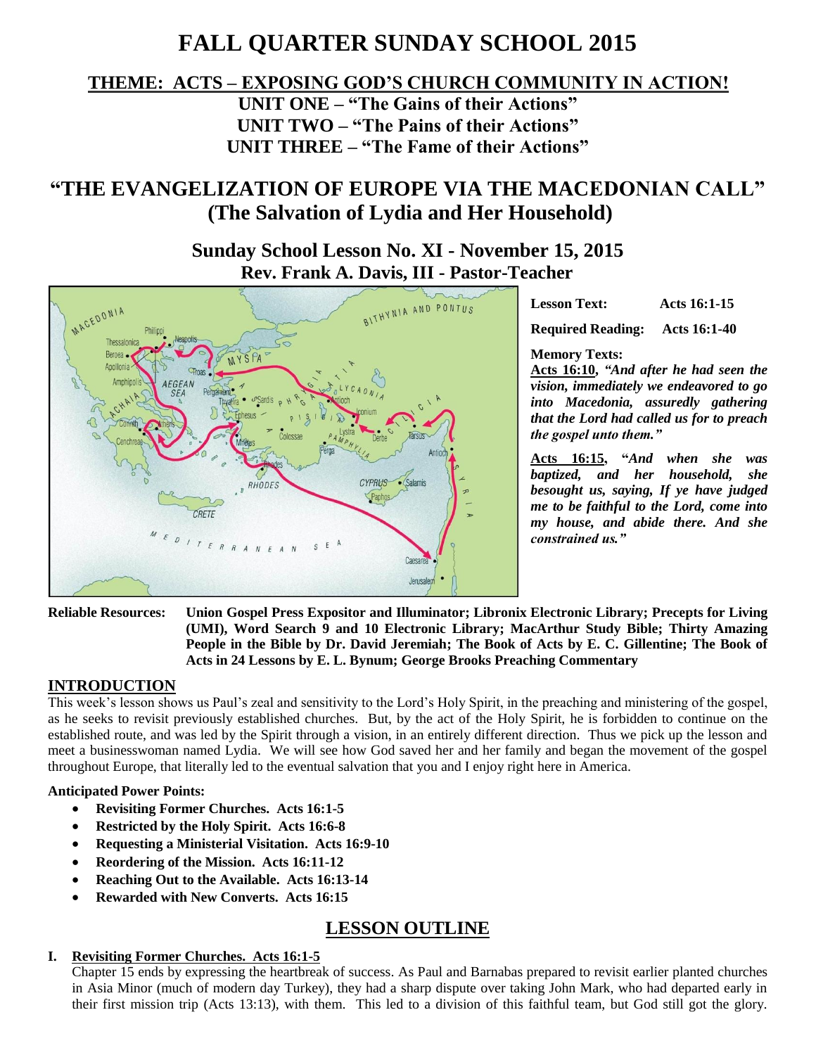# FALL QUARTER SUNDAY SCHOOL 2015

## THEME: ACTS – EXPOSING GOD'S CHURCH COMMUNITY IN ACTION!

**UNIT ONE – "The Gains of their Actions"**
**UNIT TWO – "The Pains of their Actions"**
**UNIT THREE – "The Fame of their Actions"**

## "THE EVANGELIZATION OF EUROPE VIA THE MACEDONIAN CALL" (The Salvation of Lydia and Her Household)

### Sunday School Lesson No. XI - November 15, 2015
### Rev. Frank A. Davis, III - Pastor-Teacher

**Lesson Text:** Acts 16:1-15

**Required Reading:** Acts 16:1-40

**Memory Texts:**

**Acts 16:10**, ***"And after he had seen the vision, immediately we endeavored to go into Macedonia, assuredly gathering that the Lord had called us for to preach the gospel unto them."***

**Acts 16:15**, ***"And when she was baptized, and her household, she besought us, saying, If ye have judged me to be faithful to the Lord, come into my house, and abide there. And she constrained us."***

**Reliable Resources:** **Union Gospel Press Expositor and Illuminator; Libronix Electronic Library; Precepts for Living (UMI), Word Search 9 and 10 Electronic Library; MacArthur Study Bible; Thirty Amazing People in the Bible by Dr. David Jeremiah; The Book of Acts by E. C. Gillentine; The Book of Acts in 24 Lessons by E. L. Bynum; George Brooks Preaching Commentary**

## INTRODUCTION

This week's lesson shows us Paul's zeal and sensitivity to the Lord's Holy Spirit, in the preaching and ministering of the gospel, as he seeks to revisit previously established churches. But, by the act of the Holy Spirit, he is forbidden to continue on the established route, and was led by the Spirit through a vision, in an entirely different direction. Thus we pick up the lesson and meet a businesswoman named Lydia. We will see how God saved her and her family and began the movement of the gospel throughout Europe, that literally led to the eventual salvation that you and I enjoy right here in America.

**Anticipated Power Points:**

- **Revisiting Former Churches. Acts 16:1-5**
- **Restricted by the Holy Spirit. Acts 16:6-8**
- **Requesting a Ministerial Visitation. Acts 16:9-10**
- **Reordering of the Mission. Acts 16:11-12**
- **Reaching Out to the Available. Acts 16:13-14**
- **Rewarded with New Converts. Acts 16:15**

## LESSON OUTLINE

**I. Revisiting Former Churches. Acts 16:1-5**

Chapter 15 ends by expressing the heartbreak of success. As Paul and Barnabas prepared to revisit earlier planted churches in Asia Minor (much of modern day Turkey), they had a sharp dispute over taking John Mark, who had departed early in their first mission trip (Acts 13:13), with them. This led to a division of this faithful team, but God still got the glory.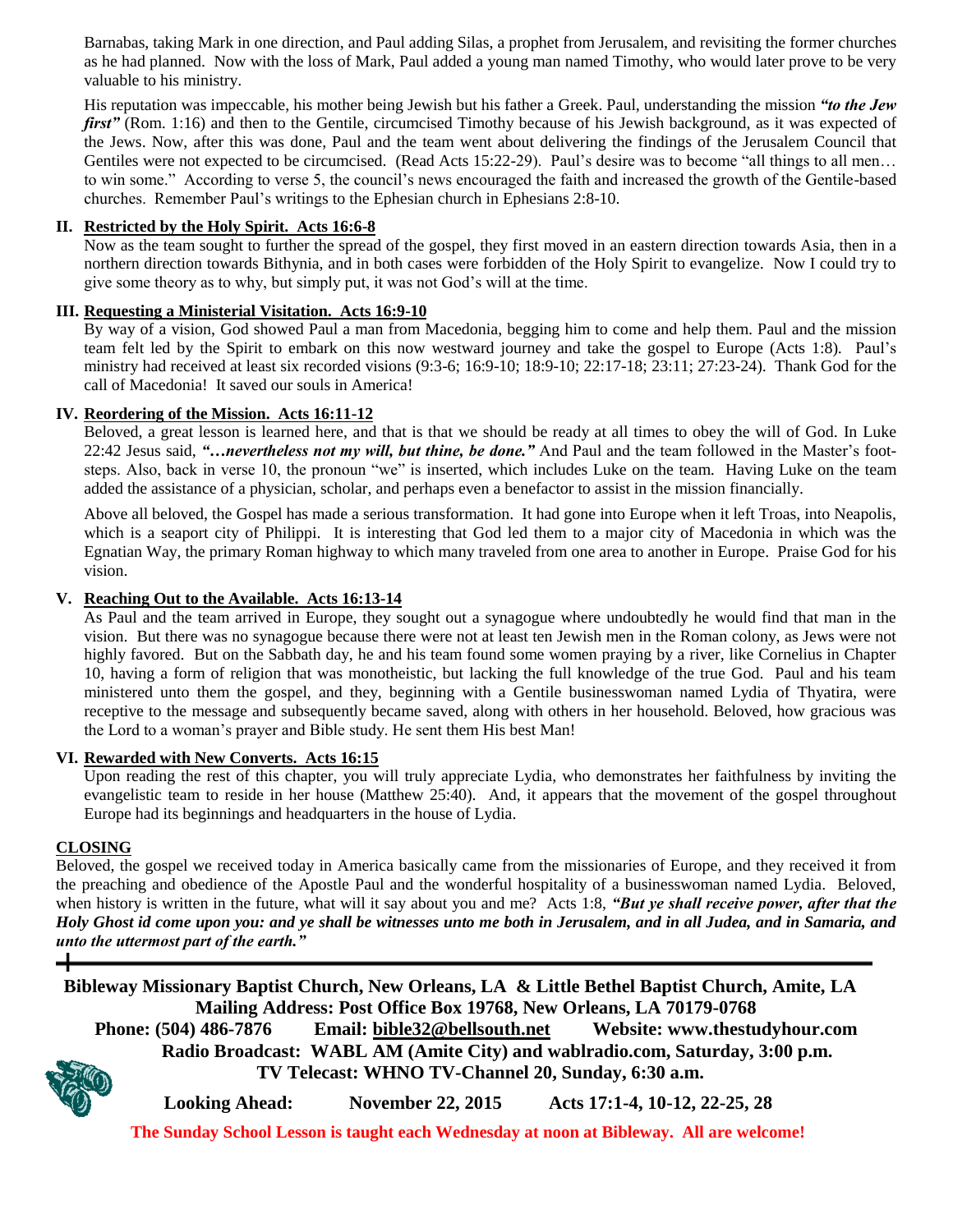Barnabas, taking Mark in one direction, and Paul adding Silas, a prophet from Jerusalem, and revisiting the former churches as he had planned. Now with the loss of Mark, Paul added a young man named Timothy, who would later prove to be very valuable to his ministry.

His reputation was impeccable, his mother being Jewish but his father a Greek. Paul, understanding the mission ***"to the Jew first"*** (Rom. 1:16) and then to the Gentile, circumcised Timothy because of his Jewish background, as it was expected of the Jews. Now, after this was done, Paul and the team went about delivering the findings of the Jerusalem Council that Gentiles were not expected to be circumcised. (Read Acts 15:22-29). Paul's desire was to become "all things to all men… to win some." According to verse 5, the council's news encouraged the faith and increased the growth of the Gentile-based churches. Remember Paul's writings to the Ephesian church in Ephesians 2:8-10.

**II. Restricted by the Holy Spirit. Acts 16:6-8**

Now as the team sought to further the spread of the gospel, they first moved in an eastern direction towards Asia, then in a northern direction towards Bithynia, and in both cases were forbidden of the Holy Spirit to evangelize. Now I could try to give some theory as to why, but simply put, it was not God's will at the time.

**III. Requesting a Ministerial Visitation. Acts 16:9-10**

By way of a vision, God showed Paul a man from Macedonia, begging him to come and help them. Paul and the mission team felt led by the Spirit to embark on this now westward journey and take the gospel to Europe (Acts 1:8). Paul's ministry had received at least six recorded visions (9:3-6; 16:9-10; 18:9-10; 22:17-18; 23:11; 27:23-24). Thank God for the call of Macedonia! It saved our souls in America!

**IV. Reordering of the Mission. Acts 16:11-12**

Beloved, a great lesson is learned here, and that is that we should be ready at all times to obey the will of God. In Luke 22:42 Jesus said, ***"…nevertheless not my will, but thine, be done."*** And Paul and the team followed in the Master's foot-steps. Also, back in verse 10, the pronoun "we" is inserted, which includes Luke on the team. Having Luke on the team added the assistance of a physician, scholar, and perhaps even a benefactor to assist in the mission financially.

Above all beloved, the Gospel has made a serious transformation. It had gone into Europe when it left Troas, into Neapolis, which is a seaport city of Philippi. It is interesting that God led them to a major city of Macedonia in which was the Egnatian Way, the primary Roman highway to which many traveled from one area to another in Europe. Praise God for his vision.

**V. Reaching Out to the Available. Acts 16:13-14**

As Paul and the team arrived in Europe, they sought out a synagogue where undoubtedly he would find that man in the vision. But there was no synagogue because there were not at least ten Jewish men in the Roman colony, as Jews were not highly favored. But on the Sabbath day, he and his team found some women praying by a river, like Cornelius in Chapter 10, having a form of religion that was monotheistic, but lacking the full knowledge of the true God. Paul and his team ministered unto them the gospel, and they, beginning with a Gentile businesswoman named Lydia of Thyatira, were receptive to the message and subsequently became saved, along with others in her household. Beloved, how gracious was the Lord to a woman's prayer and Bible study. He sent them His best Man!

**VI. Rewarded with New Converts. Acts 16:15**

Upon reading the rest of this chapter, you will truly appreciate Lydia, who demonstrates her faithfulness by inviting the evangelistic team to reside in her house (Matthew 25:40). And, it appears that the movement of the gospel throughout Europe had its beginnings and headquarters in the house of Lydia.

**CLOSING**

Beloved, the gospel we received today in America basically came from the missionaries of Europe, and they received it from the preaching and obedience of the Apostle Paul and the wonderful hospitality of a businesswoman named Lydia. Beloved, when history is written in the future, what will it say about you and me? Acts 1:8, ***"But ye shall receive power, after that the Holy Ghost id come upon you: and ye shall be witnesses unto me both in Jerusalem, and in all Judea, and in Samaria, and unto the uttermost part of the earth."***

---

**Bibleway Missionary Baptist Church, New Orleans, LA & Little Bethel Baptist Church, Amite, LA**
**Mailing Address: Post Office Box 19768, New Orleans, LA 70179-0768**
**Phone: (504) 486-7876 Email: bible32@bellsouth.net Website: www.thestudyhour.com**
**Radio Broadcast: WABL AM (Amite City) and wablradio.com, Saturday, 3:00 p.m.**
**TV Telecast: WHNO TV-Channel 20, Sunday, 6:30 a.m.**

**Looking Ahead: November 22, 2015 Acts 17:1-4, 10-12, 22-25, 28**

**The Sunday School Lesson is taught each Wednesday at noon at Bibleway. All are welcome!**